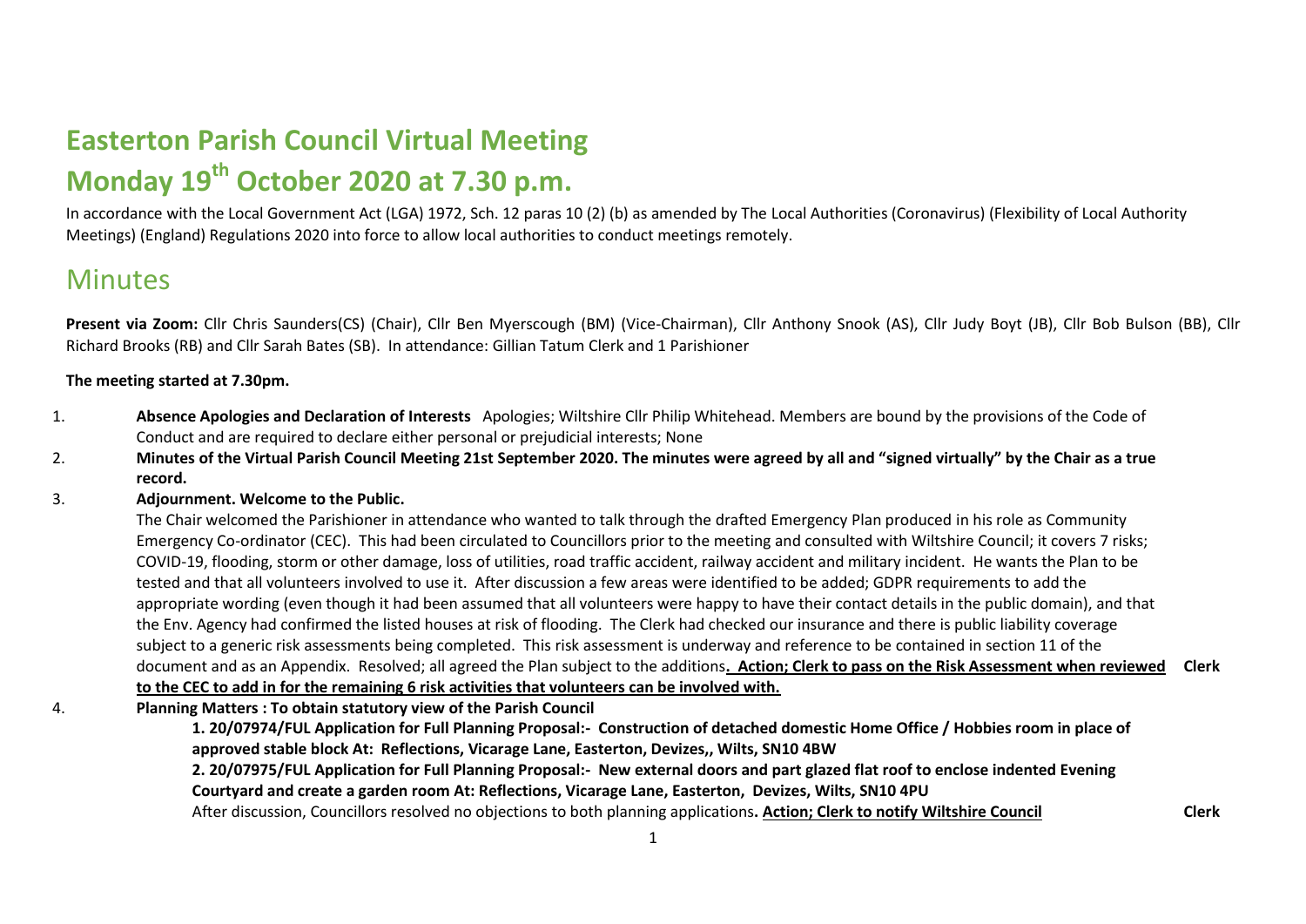# Easterton Parish Council Virtual Meeting

# Monday 19th October 2020 at 7.30 p.m.

In accordance with the Local Government Act (LGA) 1972, Sch. 12 paras 10 (2) (b) as amended by The Local Authorities (Coronavirus) (Flexibility of Local Authority Meetings) (England) Regulations 2020 into force to allow local authorities to conduct meetings remotely.

## Minutes

**Present via Zoom:** Cllr Chris Saunders(CS) (Chair), Cllr Ben Myerscough (BM) (Vice-Chairman), Cllr Anthony Snook (AS), Cllr Judy Boyt (JB), Cllr Bob Bulson (BB), Cllr Richard Brooks (RB) and Cllr Sarah Bates (SB). In attendance: Gillian Tatum Clerk and 1 Parishioner

**The meeting started at 7.30pm.**

1. **Absence Apologies and Declaration of Interests** Apologies; Wiltshire Cllr Philip Whitehead. Members are bound by the provisions of the Code of Conduct and are required to declare either personal or prejudicial interests; None

2. **Minutes of the Virtual Parish Council Meeting 21st September 2020. The minutes were agreed by all and "signed virtually" by the Chair as a true record.**

3. **Adjournment. Welcome to the Public.**
   The Chair welcomed the Parishioner in attendance who wanted to talk through the drafted Emergency Plan produced in his role as Community Emergency Co-ordinator (CEC). This had been circulated to Councillors prior to the meeting and consulted with Wiltshire Council; it covers 7 risks; COVID-19, flooding, storm or other damage, loss of utilities, road traffic accident, railway accident and military incident. He wants the Plan to be tested and that all volunteers involved to use it. After discussion a few areas were identified to be added; GDPR requirements to add the appropriate wording (even though it had been assumed that all volunteers were happy to have their contact details in the public domain), and that the Env. Agency had confirmed the listed houses at risk of flooding. The Clerk had checked our insurance and there is public liability coverage subject to a generic risk assessments being completed. This risk assessment is underway and reference to be contained in section 11 of the document and as an Appendix. Resolved; all agreed the Plan subject to the additions**. <u>Action; Clerk to pass on the Risk Assessment when reviewed to the CEC to add in for the remaining 6 risk activities that volunteers can be involved with.</u>** **Clerk**

4. **Planning Matters : To obtain statutory view of the Parish Council**
   **1. 20/07974/FUL Application for Full Planning Proposal:- Construction of detached domestic Home Office / Hobbies room in place of approved stable block At: Reflections, Vicarage Lane, Easterton, Devizes,, Wilts, SN10 4BW**
   **2. 20/07975/FUL Application for Full Planning Proposal:- New external doors and part glazed flat roof to enclose indented Evening Courtyard and create a garden room At: Reflections, Vicarage Lane, Easterton, Devizes, Wilts, SN10 4PU**
   After discussion, Councillors resolved no objections to both planning applications**. <u>Action; Clerk to notify Wiltshire Council</u>** **Clerk**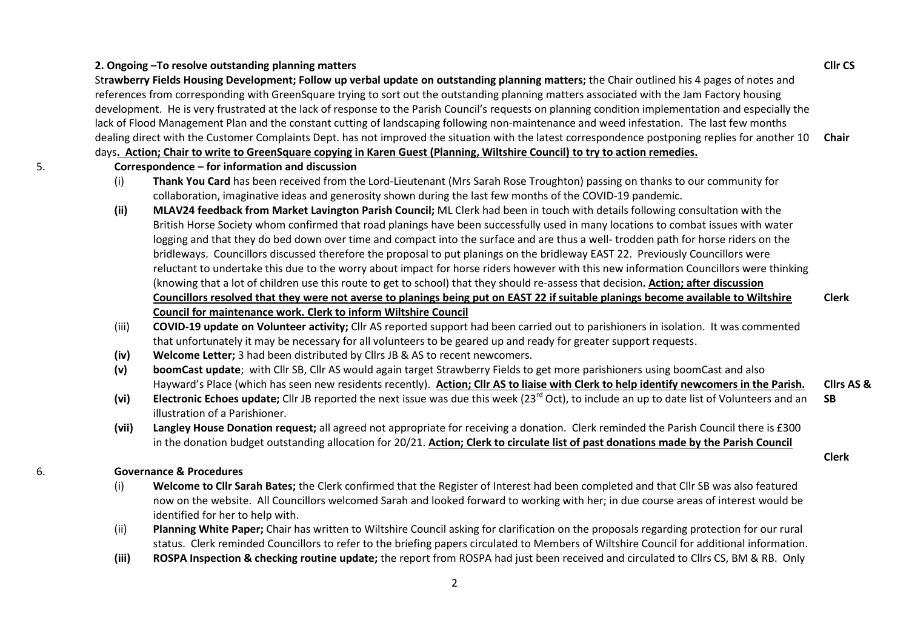**2. Ongoing –To resolve outstanding planning matters** **Cllr CS**

St**rawberry Fields Housing Development; Follow up verbal update on outstanding planning matters;** the Chair outlined his 4 pages of notes and references from corresponding with GreenSquare trying to sort out the outstanding planning matters associated with the Jam Factory housing development. He is very frustrated at the lack of response to the Parish Council's requests on planning condition implementation and especially the lack of Flood Management Plan and the constant cutting of landscaping following non-maintenance and weed infestation. The last few months dealing direct with the Customer Complaints Dept. has not improved the situation with the latest correspondence postponing replies for another 10 days**. Action; Chair to write to GreenSquare copying in Karen Guest (Planning, Wiltshire Council) to try to action remedies.** **Chair**

5. **Correspondence – for information and discussion**

(i) **Thank You Card** has been received from the Lord-Lieutenant (Mrs Sarah Rose Troughton) passing on thanks to our community for collaboration, imaginative ideas and generosity shown during the last few months of the COVID-19 pandemic.

**(ii)** **MLAV24 feedback from Market Lavington Parish Council;** ML Clerk had been in touch with details following consultation with the British Horse Society whom confirmed that road planings have been successfully used in many locations to combat issues with water logging and that they do bed down over time and compact into the surface and are thus a well- trodden path for horse riders on the bridleways. Councillors discussed therefore the proposal to put planings on the bridleway EAST 22. Previously Councillors were reluctant to undertake this due to the worry about impact for horse riders however with this new information Councillors were thinking (knowing that a lot of children use this route to get to school) that they should re-assess that decision**. Action; after discussion Councillors resolved that they were not averse to planings being put on EAST 22 if suitable planings become available to Wiltshire Council for maintenance work. Clerk to inform Wiltshire Council** **Clerk**

(iii) **COVID-19 update on Volunteer activity;** Cllr AS reported support had been carried out to parishioners in isolation. It was commented that unfortunately it may be necessary for all volunteers to be geared up and ready for greater support requests.

**(iv)** **Welcome Letter;** 3 had been distributed by Cllrs JB & AS to recent newcomers.

**(v)** **boomCast update**; with Cllr SB, Cllr AS would again target Strawberry Fields to get more parishioners using boomCast and also Hayward's Place (which has seen new residents recently). **Action; Cllr AS to liaise with Clerk to help identify newcomers in the Parish.** **Cllrs AS & SB**

**(vi)** **Electronic Echoes update;** Cllr JB reported the next issue was due this week (23rd Oct), to include an up to date list of Volunteers and an illustration of a Parishioner.

**(vii)** **Langley House Donation request;** all agreed not appropriate for receiving a donation. Clerk reminded the Parish Council there is £300 in the donation budget outstanding allocation for 20/21. **Action; Clerk to circulate list of past donations made by the Parish Council** **Clerk**

6. **Governance & Procedures**

(i) **Welcome to Cllr Sarah Bates;** the Clerk confirmed that the Register of Interest had been completed and that Cllr SB was also featured now on the website. All Councillors welcomed Sarah and looked forward to working with her; in due course areas of interest would be identified for her to help with.

(ii) **Planning White Paper;** Chair has written to Wiltshire Council asking for clarification on the proposals regarding protection for our rural status. Clerk reminded Councillors to refer to the briefing papers circulated to Members of Wiltshire Council for additional information.

**(iii)** **ROSPA Inspection & checking routine update;** the report from ROSPA had just been received and circulated to Cllrs CS, BM & RB. Only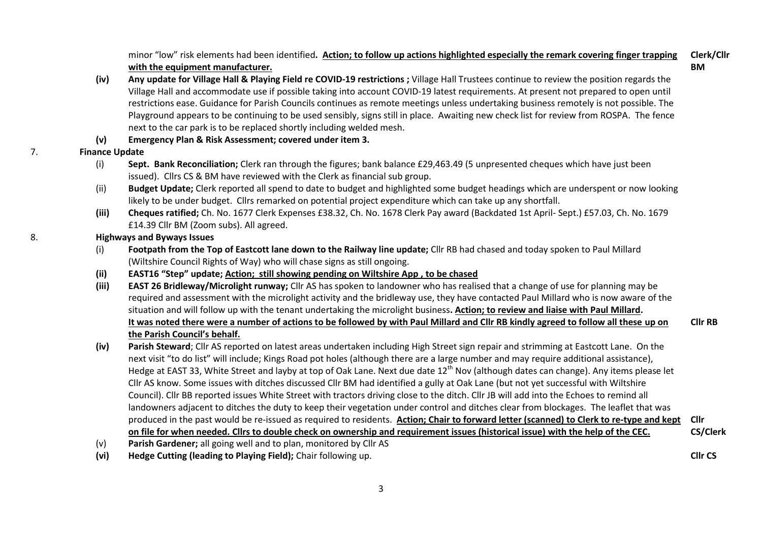minor "low" risk elements had been identified**. <u>Action; to follow up actions highlighted especially the remark covering finger trapping with the equipment manufacturer.</u>** **Clerk/Cllr BM**

- **(iv) Any update for Village Hall & Playing Field re COVID-19 restrictions ;** Village Hall Trustees continue to review the position regards the Village Hall and accommodate use if possible taking into account COVID-19 latest requirements. At present not prepared to open until restrictions ease. Guidance for Parish Councils continues as remote meetings unless undertaking business remotely is not possible. The Playground appears to be continuing to be used sensibly, signs still in place. Awaiting new check list for review from ROSPA. The fence next to the car park is to be replaced shortly including welded mesh.
- **(v) Emergency Plan & Risk Assessment; covered under item 3.**

7. **Finance Update**

- (i) **Sept. Bank Reconciliation;** Clerk ran through the figures; bank balance £29,463.49 (5 unpresented cheques which have just been issued). Cllrs CS & BM have reviewed with the Clerk as financial sub group.
- (ii) **Budget Update;** Clerk reported all spend to date to budget and highlighted some budget headings which are underspent or now looking likely to be under budget. Cllrs remarked on potential project expenditure which can take up any shortfall.
- **(iii) Cheques ratified;** Ch. No. 1677 Clerk Expenses £38.32, Ch. No. 1678 Clerk Pay award (Backdated 1st April- Sept.) £57.03, Ch. No. 1679 £14.39 Cllr BM (Zoom subs). All agreed.

8. **Highways and Byways Issues**

- (i) **Footpath from the Top of Eastcott lane down to the Railway line update;** Cllr RB had chased and today spoken to Paul Millard (Wiltshire Council Rights of Way) who will chase signs as still ongoing.
- **(ii) EAST16 "Step" update; <u>Action; still showing pending on Wiltshire App , to be chased</u>**
- **(iii) EAST 26 Bridleway/Microlight runway;** Cllr AS has spoken to landowner who has realised that a change of use for planning may be required and assessment with the microlight activity and the bridleway use, they have contacted Paul Millard who is now aware of the situation and will follow up with the tenant undertaking the microlight business**. <u>Action; to review and liaise with Paul Millard</u>. <u>It was noted there were a number of actions to be followed by with Paul Millard and Cllr RB kindly agreed to follow all these up on the Parish Council's behalf.</u>** **Cllr RB**
- **(iv) Parish Steward**; Cllr AS reported on latest areas undertaken including High Street sign repair and strimming at Eastcott Lane. On the next visit "to do list" will include; Kings Road pot holes (although there are a large number and may require additional assistance), Hedge at EAST 33, White Street and layby at top of Oak Lane. Next due date 12th Nov (although dates can change). Any items please let Cllr AS know. Some issues with ditches discussed Cllr BM had identified a gully at Oak Lane (but not yet successful with Wiltshire Council). Cllr BB reported issues White Street with tractors driving close to the ditch. Cllr JB will add into the Echoes to remind all landowners adjacent to ditches the duty to keep their vegetation under control and ditches clear from blockages. The leaflet that was produced in the past would be re-issued as required to residents. **<u>Action; Chair to forward letter (scanned) to Clerk to re-type and kept on file for when needed. Cllrs to double check on ownership and requirement issues (historical issue) with the help of the CEC.</u>** **Cllr CS/Clerk**
- (v) **Parish Gardener;** all going well and to plan, monitored by Cllr AS
- **(vi) Hedge Cutting (leading to Playing Field);** Chair following up. **Cllr CS**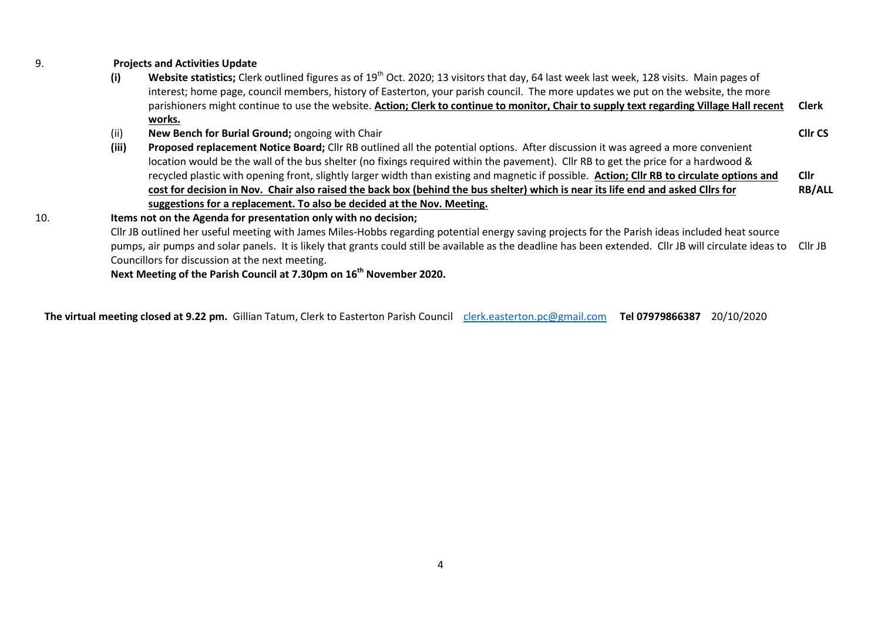9. **Projects and Activities Update**

- **(i) Website statistics;** Clerk outlined figures as of 19th Oct. 2020; 13 visitors that day, 64 last week last week, 128 visits. Main pages of interest; home page, council members, history of Easterton, your parish council. The more updates we put on the website, the more parishioners might continue to use the website. **Action; Clerk to continue to monitor, Chair to supply text regarding Village Hall recent works.** — **Clerk**
- (ii) **New Bench for Burial Ground;** ongoing with Chair — **Cllr CS**
- **(iii) Proposed replacement Notice Board;** Cllr RB outlined all the potential options. After discussion it was agreed a more convenient location would be the wall of the bus shelter (no fixings required within the pavement). Cllr RB to get the price for a hardwood & recycled plastic with opening front, slightly larger width than existing and magnetic if possible. **Action; Cllr RB to circulate options and cost for decision in Nov. Chair also raised the back box (behind the bus shelter) which is near its life end and asked Cllrs for suggestions for a replacement. To also be decided at the Nov. Meeting.** — **Cllr RB/ALL**

10. **Items not on the Agenda for presentation only with no decision;**

Cllr JB outlined her useful meeting with James Miles-Hobbs regarding potential energy saving projects for the Parish ideas included heat source pumps, air pumps and solar panels. It is likely that grants could still be available as the deadline has been extended. Cllr JB will circulate ideas to Councillors for discussion at the next meeting. — Cllr JB

**Next Meeting of the Parish Council at 7.30pm on 16th November 2020.**

**The virtual meeting closed at 9.22 pm.** Gillian Tatum, Clerk to Easterton Parish Council clerk.easterton.pc@gmail.com **Tel 07979866387** 20/10/2020